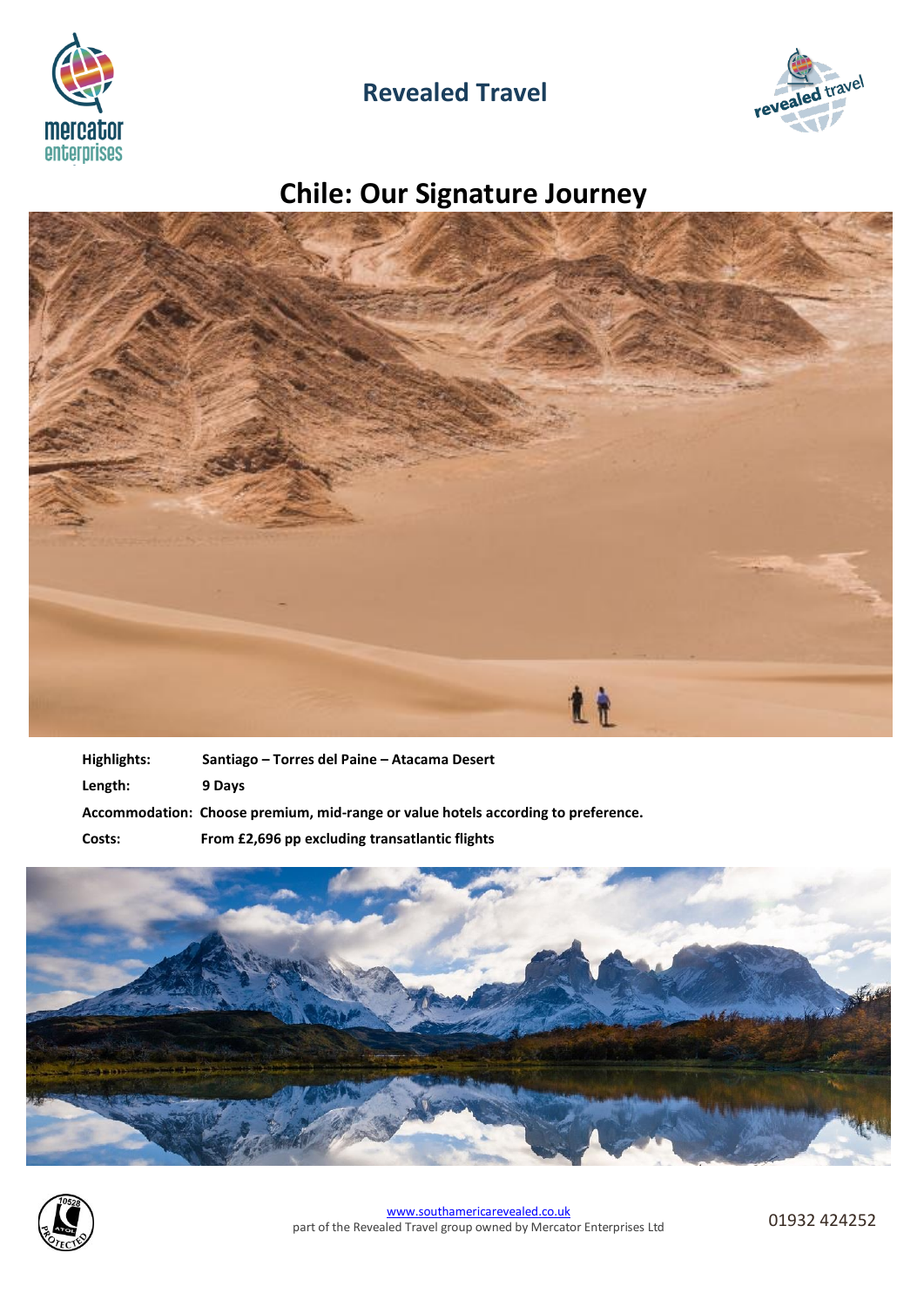# Revealed Travel

## Chile: Our Signature Journey

**Highlights:** Santiago – Torres del Paine – Atacama Desert

**Length:** 9 Days

**Accommodation:** Choose premium, mid-range or value hotels according to preference.

**Costs:** From £2,696 pp excluding transatlantic flights

www.southamericarevealed.co.uk
part of the Revealed Travel group owned by Mercator Enterprises Ltd

01932 424252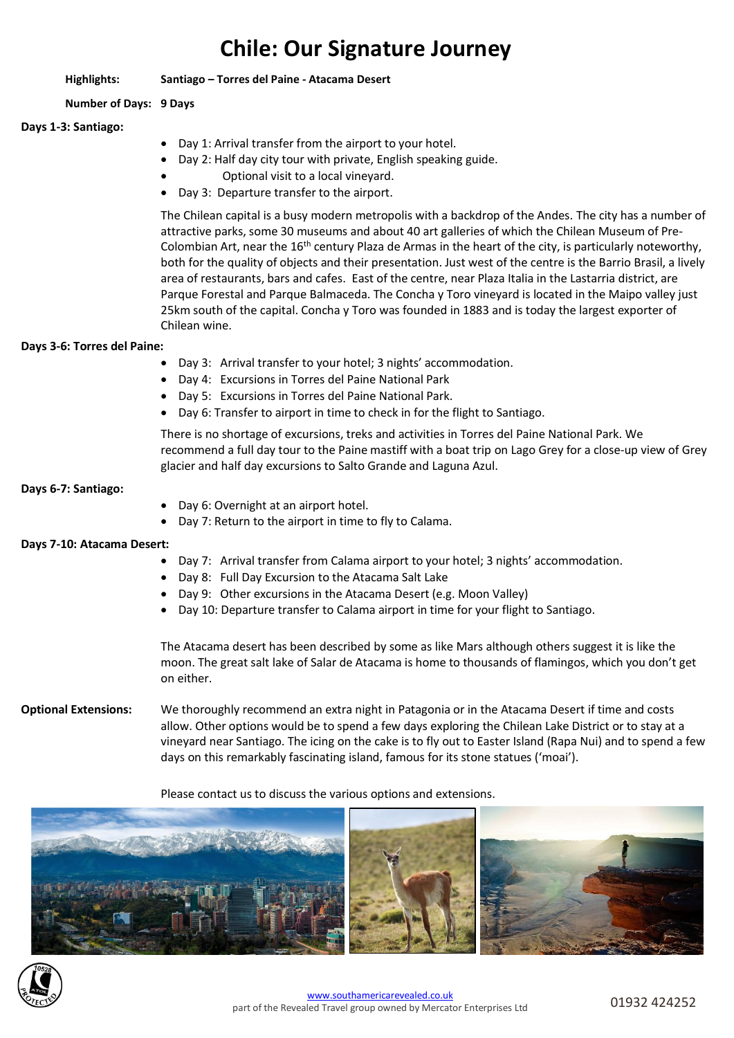# Chile: Our Signature Journey

**Highlights:** **Santiago – Torres del Paine - Atacama Desert**

**Number of Days:** **9 Days**

**Days 1-3: Santiago:**

- Day 1: Arrival transfer from the airport to your hotel.
- Day 2: Half day city tour with private, English speaking guide.
- Optional visit to a local vineyard.
- Day 3: Departure transfer to the airport.

The Chilean capital is a busy modern metropolis with a backdrop of the Andes. The city has a number of attractive parks, some 30 museums and about 40 art galleries of which the Chilean Museum of Pre-Colombian Art, near the 16th century Plaza de Armas in the heart of the city, is particularly noteworthy, both for the quality of objects and their presentation. Just west of the centre is the Barrio Brasil, a lively area of restaurants, bars and cafes. East of the centre, near Plaza Italia in the Lastarria district, are Parque Forestal and Parque Balmaceda. The Concha y Toro vineyard is located in the Maipo valley just 25km south of the capital. Concha y Toro was founded in 1883 and is today the largest exporter of Chilean wine.

**Days 3-6: Torres del Paine:**

- Day 3: Arrival transfer to your hotel; 3 nights' accommodation.
- Day 4: Excursions in Torres del Paine National Park
- Day 5: Excursions in Torres del Paine National Park.
- Day 6: Transfer to airport in time to check in for the flight to Santiago.

There is no shortage of excursions, treks and activities in Torres del Paine National Park. We recommend a full day tour to the Paine mastiff with a boat trip on Lago Grey for a close-up view of Grey glacier and half day excursions to Salto Grande and Laguna Azul.

**Days 6-7: Santiago:**

- Day 6: Overnight at an airport hotel.
- Day 7: Return to the airport in time to fly to Calama.

**Days 7-10: Atacama Desert:**

- Day 7: Arrival transfer from Calama airport to your hotel; 3 nights' accommodation.
- Day 8: Full Day Excursion to the Atacama Salt Lake
- Day 9: Other excursions in the Atacama Desert (e.g. Moon Valley)
- Day 10: Departure transfer to Calama airport in time for your flight to Santiago.

The Atacama desert has been described by some as like Mars although others suggest it is like the moon. The great salt lake of Salar de Atacama is home to thousands of flamingos, which you don't get on either.

**Optional Extensions:** We thoroughly recommend an extra night in Patagonia or in the Atacama Desert if time and costs allow. Other options would be to spend a few days exploring the Chilean Lake District or to stay at a vineyard near Santiago. The icing on the cake is to fly out to Easter Island (Rapa Nui) and to spend a few days on this remarkably fascinating island, famous for its stone statues ('moai').

Please contact us to discuss the various options and extensions.

www.southamericarevealed.co.uk
part of the Revealed Travel group owned by Mercator Enterprises Ltd

01932 424252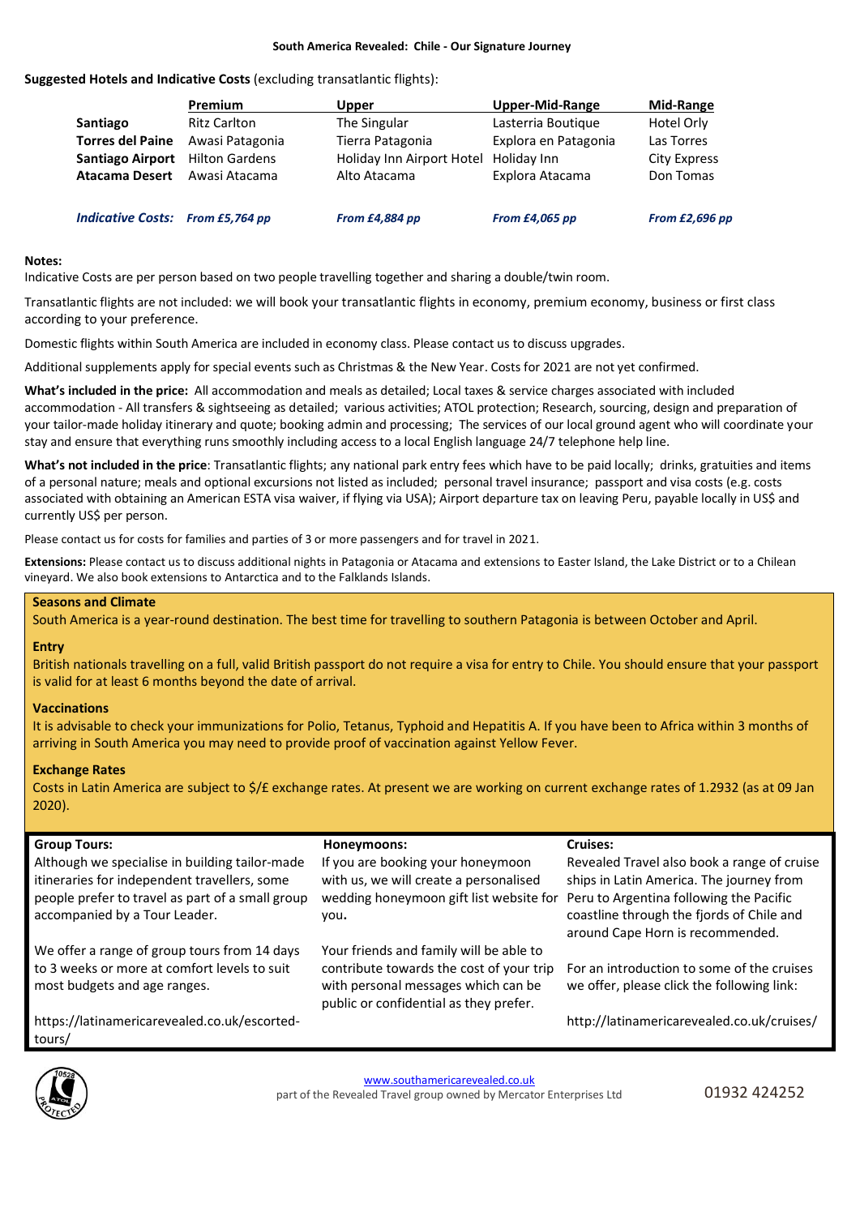**South America Revealed: Chile - Our Signature Journey**

**Suggested Hotels and Indicative Costs** (excluding transatlantic flights):

| | Premium | Upper | Upper-Mid-Range | Mid-Range |
|---|---|---|---|---|
| **Santiago** | Ritz Carlton | The Singular | Lasterria Boutique | Hotel Orly |
| **Torres del Paine** | Awasi Patagonia | Tierra Patagonia | Explora en Patagonia | Las Torres |
| **Santiago Airport** | Hilton Gardens | Holiday Inn Airport Hotel | Holiday Inn | City Express |
| **Atacama Desert** | Awasi Atacama | Alto Atacama | Explora Atacama | Don Tomas |
| ***Indicative Costs:*** | ***From £5,764 pp*** | ***From £4,884 pp*** | ***From £4,065 pp*** | ***From £2,696 pp*** |

**Notes:**

Indicative Costs are per person based on two people travelling together and sharing a double/twin room.

Transatlantic flights are not included: we will book your transatlantic flights in economy, premium economy, business or first class according to your preference.

Domestic flights within South America are included in economy class. Please contact us to discuss upgrades.

Additional supplements apply for special events such as Christmas & the New Year. Costs for 2021 are not yet confirmed.

**What's included in the price:** All accommodation and meals as detailed; Local taxes & service charges associated with included accommodation - All transfers & sightseeing as detailed; various activities; ATOL protection; Research, sourcing, design and preparation of your tailor-made holiday itinerary and quote; booking admin and processing; The services of our local ground agent who will coordinate your stay and ensure that everything runs smoothly including access to a local English language 24/7 telephone help line.

**What's not included in the price**: Transatlantic flights; any national park entry fees which have to be paid locally; drinks, gratuities and items of a personal nature; meals and optional excursions not listed as included; personal travel insurance; passport and visa costs (e.g. costs associated with obtaining an American ESTA visa waiver, if flying via USA); Airport departure tax on leaving Peru, payable locally in US$ and currently US$ per person.

Please contact us for costs for families and parties of 3 or more passengers and for travel in 2021.

**Extensions:** Please contact us to discuss additional nights in Patagonia or Atacama and extensions to Easter Island, the Lake District or to a Chilean vineyard. We also book extensions to Antarctica and to the Falklands Islands.

**Seasons and Climate**

South America is a year-round destination. The best time for travelling to southern Patagonia is between October and April.

**Entry**

British nationals travelling on a full, valid British passport do not require a visa for entry to Chile. You should ensure that your passport is valid for at least 6 months beyond the date of arrival.

**Vaccinations**

It is advisable to check your immunizations for Polio, Tetanus, Typhoid and Hepatitis A. If you have been to Africa within 3 months of arriving in South America you may need to provide proof of vaccination against Yellow Fever.

**Exchange Rates**

Costs in Latin America are subject to $/£ exchange rates. At present we are working on current exchange rates of 1.2932 (as at 09 Jan 2020).

**Group Tours:**

Although we specialise in building tailor-made itineraries for independent travellers, some people prefer to travel as part of a small group accompanied by a Tour Leader.

We offer a range of group tours from 14 days to 3 weeks or more at comfort levels to suit most budgets and age ranges.

https://latinamericarevealed.co.uk/escorted-tours/

**Honeymoons:**

If you are booking your honeymoon with us, we will create a personalised wedding honeymoon gift list website for you.

Your friends and family will be able to contribute towards the cost of your trip with personal messages which can be public or confidential as they prefer.

**Cruises:**

Revealed Travel also book a range of cruise ships in Latin America. The journey from Peru to Argentina following the Pacific coastline through the fjords of Chile and around Cape Horn is recommended.

For an introduction to some of the cruises we offer, please click the following link:

http://latinamericarevealed.co.uk/cruises/

www.southamericarevealed.co.uk
part of the Revealed Travel group owned by Mercator Enterprises Ltd

01932 424252